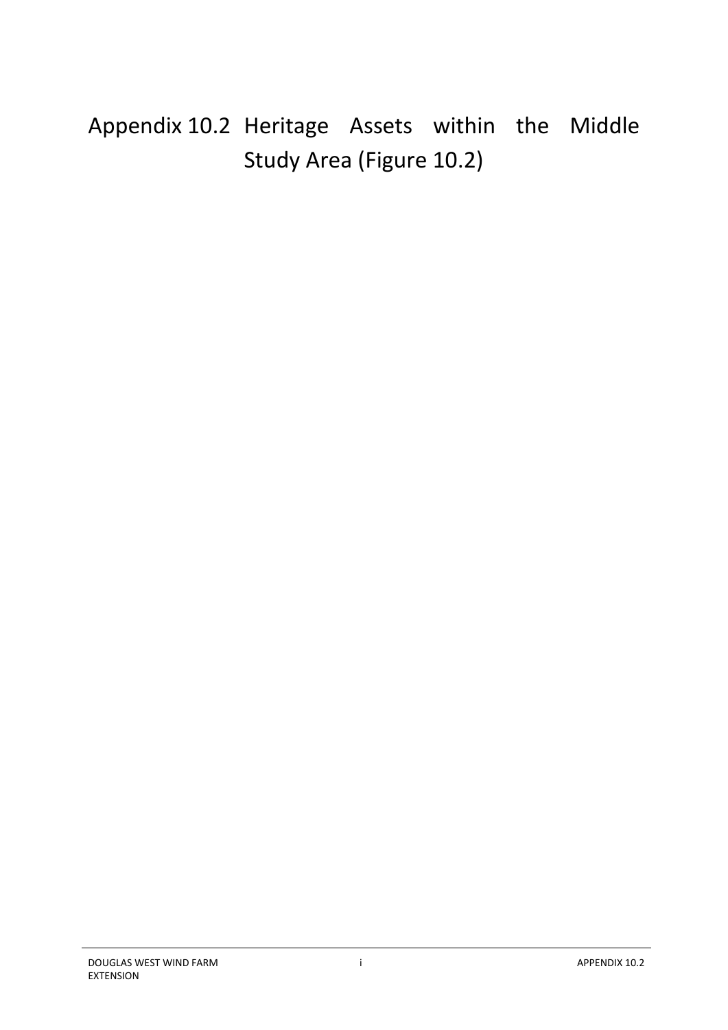# Appendix 10.2 Heritage Assets within the Middle Study Area (Figure 10.2)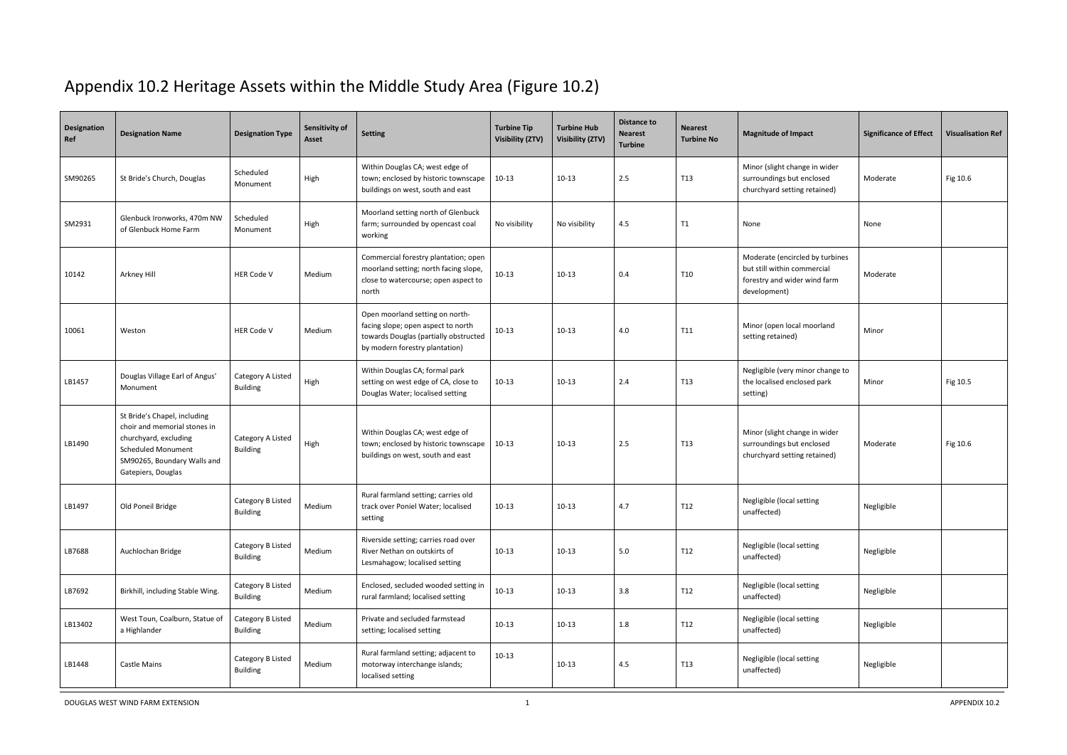# Appendix 10.2 Heritage Assets within the Middle Study Area (Figure 10.2)

| Designation Ref | Designation Name | Designation Type | Sensitivity of Asset | Setting | Turbine Tip Visibility (ZTV) | Turbine Hub Visibility (ZTV) | Distance to Nearest Turbine | Nearest Turbine No | Magnitude of Impact | Significance of Effect | Visualisation Ref |
|---|---|---|---|---|---|---|---|---|---|---|---|
| SM90265 | St Bride's Church, Douglas | Scheduled Monument | High | Within Douglas CA; west edge of town; enclosed by historic townscape buildings on west, south and east | 10-13 | 10-13 | 2.5 | T13 | Minor (slight change in wider surroundings but enclosed churchyard setting retained) | Moderate | Fig 10.6 |
| SM2931 | Glenbuck Ironworks, 470m NW of Glenbuck Home Farm | Scheduled Monument | High | Moorland setting north of Glenbuck farm; surrounded by opencast coal working | No visibility | No visibility | 4.5 | T1 | None | None | |
| 10142 | Arkney Hill | HER Code V | Medium | Commercial forestry plantation; open moorland setting; north facing slope, close to watercourse; open aspect to north | 10-13 | 10-13 | 0.4 | T10 | Moderate (encircled by turbines but still within commercial forestry and wider wind farm development) | Moderate | |
| 10061 | Weston | HER Code V | Medium | Open moorland setting on north-facing slope; open aspect to north towards Douglas (partially obstructed by modern forestry plantation) | 10-13 | 10-13 | 4.0 | T11 | Minor (open local moorland setting retained) | Minor | |
| LB1457 | Douglas Village Earl of Angus' Monument | Category A Listed Building | High | Within Douglas CA; formal park setting on west edge of CA, close to Douglas Water; localised setting | 10-13 | 10-13 | 2.4 | T13 | Negligible (very minor change to the localised enclosed park setting) | Minor | Fig 10.5 |
| LB1490 | St Bride's Chapel, including choir and memorial stones in churchyard, excluding Scheduled Monument SM90265, Boundary Walls and Gatepiers, Douglas | Category A Listed Building | High | Within Douglas CA; west edge of town; enclosed by historic townscape buildings on west, south and east | 10-13 | 10-13 | 2.5 | T13 | Minor (slight change in wider surroundings but enclosed churchyard setting retained) | Moderate | Fig 10.6 |
| LB1497 | Old Poneil Bridge | Category B Listed Building | Medium | Rural farmland setting; carries old track over Poniel Water; localised setting | 10-13 | 10-13 | 4.7 | T12 | Negligible (local setting unaffected) | Negligible | |
| LB7688 | Auchlochan Bridge | Category B Listed Building | Medium | Riverside setting; carries road over River Nethan on outskirts of Lesmahagow; localised setting | 10-13 | 10-13 | 5.0 | T12 | Negligible (local setting unaffected) | Negligible | |
| LB7692 | Birkhill, including Stable Wing. | Category B Listed Building | Medium | Enclosed, secluded wooded setting in rural farmland; localised setting | 10-13 | 10-13 | 3.8 | T12 | Negligible (local setting unaffected) | Negligible | |
| LB13402 | West Toun, Coalburn, Statue of a Highlander | Category B Listed Building | Medium | Private and secluded farmstead setting; localised setting | 10-13 | 10-13 | 1.8 | T12 | Negligible (local setting unaffected) | Negligible | |
| LB1448 | Castle Mains | Category B Listed Building | Medium | Rural farmland setting; adjacent to motorway interchange islands; localised setting | 10-13 | 10-13 | 4.5 | T13 | Negligible (local setting unaffected) | Negligible | |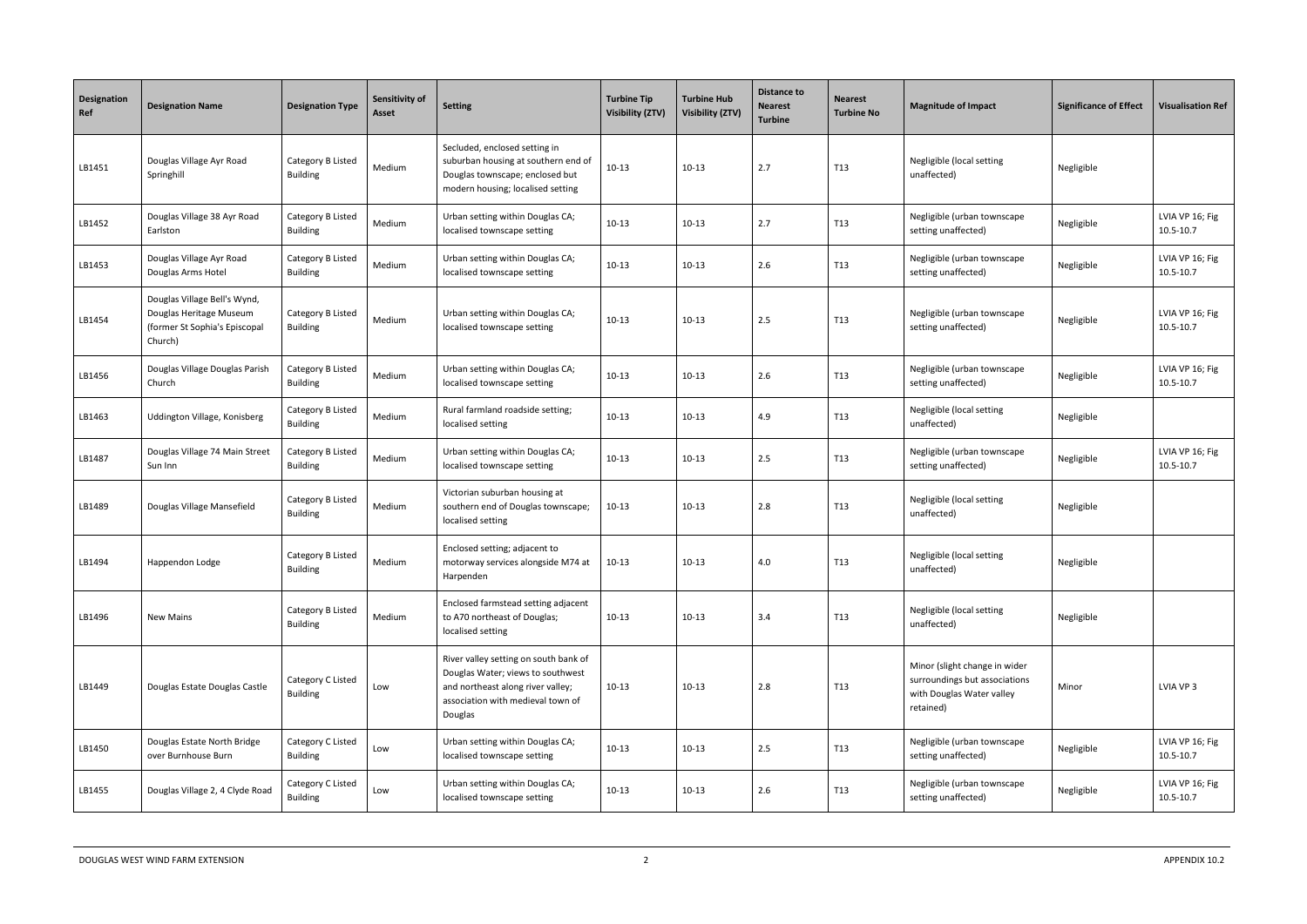| Designation Ref | Designation Name | Designation Type | Sensitivity of Asset | Setting | Turbine Tip Visibility (ZTV) | Turbine Hub Visibility (ZTV) | Distance to Nearest Turbine | Nearest Turbine No | Magnitude of Impact | Significance of Effect | Visualisation Ref |
|---|---|---|---|---|---|---|---|---|---|---|---|
| LB1451 | Douglas Village Ayr Road Springhill | Category B Listed Building | Medium | Secluded, enclosed setting in suburban housing at southern end of Douglas townscape; enclosed but modern housing; localised setting | 10-13 | 10-13 | 2.7 | T13 | Negligible (local setting unaffected) | Negligible | |
| LB1452 | Douglas Village 38 Ayr Road Earlston | Category B Listed Building | Medium | Urban setting within Douglas CA; localised townscape setting | 10-13 | 10-13 | 2.7 | T13 | Negligible (urban townscape setting unaffected) | Negligible | LVIA VP 16; Fig 10.5-10.7 |
| LB1453 | Douglas Village Ayr Road Douglas Arms Hotel | Category B Listed Building | Medium | Urban setting within Douglas CA; localised townscape setting | 10-13 | 10-13 | 2.6 | T13 | Negligible (urban townscape setting unaffected) | Negligible | LVIA VP 16; Fig 10.5-10.7 |
| LB1454 | Douglas Village Bell's Wynd, Douglas Heritage Museum (former St Sophia's Episcopal Church) | Category B Listed Building | Medium | Urban setting within Douglas CA; localised townscape setting | 10-13 | 10-13 | 2.5 | T13 | Negligible (urban townscape setting unaffected) | Negligible | LVIA VP 16; Fig 10.5-10.7 |
| LB1456 | Douglas Village Douglas Parish Church | Category B Listed Building | Medium | Urban setting within Douglas CA; localised townscape setting | 10-13 | 10-13 | 2.6 | T13 | Negligible (urban townscape setting unaffected) | Negligible | LVIA VP 16; Fig 10.5-10.7 |
| LB1463 | Uddington Village, Konisberg | Category B Listed Building | Medium | Rural farmland roadside setting; localised setting | 10-13 | 10-13 | 4.9 | T13 | Negligible (local setting unaffected) | Negligible | |
| LB1487 | Douglas Village 74 Main Street Sun Inn | Category B Listed Building | Medium | Urban setting within Douglas CA; localised townscape setting | 10-13 | 10-13 | 2.5 | T13 | Negligible (urban townscape setting unaffected) | Negligible | LVIA VP 16; Fig 10.5-10.7 |
| LB1489 | Douglas Village Mansefield | Category B Listed Building | Medium | Victorian suburban housing at southern end of Douglas townscape; localised setting | 10-13 | 10-13 | 2.8 | T13 | Negligible (local setting unaffected) | Negligible | |
| LB1494 | Happendon Lodge | Category B Listed Building | Medium | Enclosed setting; adjacent to motorway services alongside M74 at Harpenden | 10-13 | 10-13 | 4.0 | T13 | Negligible (local setting unaffected) | Negligible | |
| LB1496 | New Mains | Category B Listed Building | Medium | Enclosed farmstead setting adjacent to A70 northeast of Douglas; localised setting | 10-13 | 10-13 | 3.4 | T13 | Negligible (local setting unaffected) | Negligible | |
| LB1449 | Douglas Estate Douglas Castle | Category C Listed Building | Low | River valley setting on south bank of Douglas Water; views to southwest and northeast along river valley; association with medieval town of Douglas | 10-13 | 10-13 | 2.8 | T13 | Minor (slight change in wider surroundings but associations with Douglas Water valley retained) | Minor | LVIA VP 3 |
| LB1450 | Douglas Estate North Bridge over Burnhouse Burn | Category C Listed Building | Low | Urban setting within Douglas CA; localised townscape setting | 10-13 | 10-13 | 2.5 | T13 | Negligible (urban townscape setting unaffected) | Negligible | LVIA VP 16; Fig 10.5-10.7 |
| LB1455 | Douglas Village 2, 4 Clyde Road | Category C Listed Building | Low | Urban setting within Douglas CA; localised townscape setting | 10-13 | 10-13 | 2.6 | T13 | Negligible (urban townscape setting unaffected) | Negligible | LVIA VP 16; Fig 10.5-10.7 |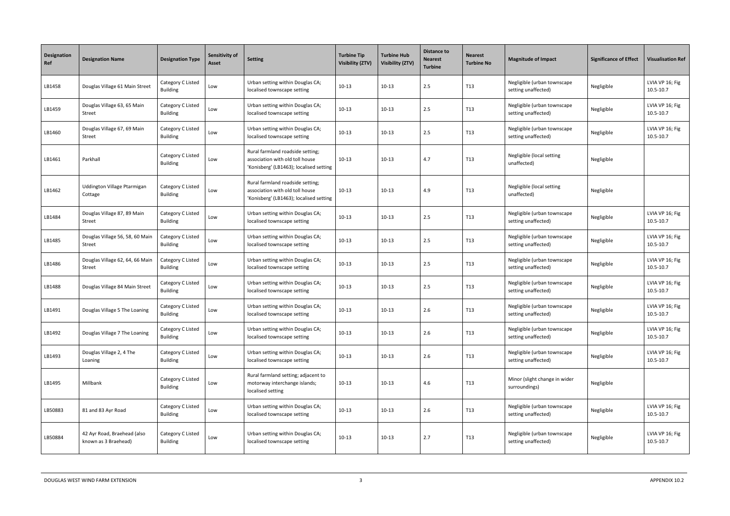| Designation Ref | Designation Name | Designation Type | Sensitivity of Asset | Setting | Turbine Tip Visibility (ZTV) | Turbine Hub Visibility (ZTV) | Distance to Nearest Turbine | Nearest Turbine No | Magnitude of Impact | Significance of Effect | Visualisation Ref |
|---|---|---|---|---|---|---|---|---|---|---|---|
| LB1458 | Douglas Village 61 Main Street | Category C Listed Building | Low | Urban setting within Douglas CA; localised townscape setting | 10-13 | 10-13 | 2.5 | T13 | Negligible (urban townscape setting unaffected) | Negligible | LVIA VP 16; Fig 10.5-10.7 |
| LB1459 | Douglas Village 63, 65 Main Street | Category C Listed Building | Low | Urban setting within Douglas CA; localised townscape setting | 10-13 | 10-13 | 2.5 | T13 | Negligible (urban townscape setting unaffected) | Negligible | LVIA VP 16; Fig 10.5-10.7 |
| LB1460 | Douglas Village 67, 69 Main Street | Category C Listed Building | Low | Urban setting within Douglas CA; localised townscape setting | 10-13 | 10-13 | 2.5 | T13 | Negligible (urban townscape setting unaffected) | Negligible | LVIA VP 16; Fig 10.5-10.7 |
| LB1461 | Parkhall | Category C Listed Building | Low | Rural farmland roadside setting; association with old toll house 'Konisberg' (LB1463); localised setting | 10-13 | 10-13 | 4.7 | T13 | Negligible (local setting unaffected) | Negligible | |
| LB1462 | Uddington Village Ptarmigan Cottage | Category C Listed Building | Low | Rural farmland roadside setting; association with old toll house 'Konisberg' (LB1463); localised setting | 10-13 | 10-13 | 4.9 | T13 | Negligible (local setting unaffected) | Negligible | |
| LB1484 | Douglas Village 87, 89 Main Street | Category C Listed Building | Low | Urban setting within Douglas CA; localised townscape setting | 10-13 | 10-13 | 2.5 | T13 | Negligible (urban townscape setting unaffected) | Negligible | LVIA VP 16; Fig 10.5-10.7 |
| LB1485 | Douglas Village 56, 58, 60 Main Street | Category C Listed Building | Low | Urban setting within Douglas CA; localised townscape setting | 10-13 | 10-13 | 2.5 | T13 | Negligible (urban townscape setting unaffected) | Negligible | LVIA VP 16; Fig 10.5-10.7 |
| LB1486 | Douglas Village 62, 64, 66 Main Street | Category C Listed Building | Low | Urban setting within Douglas CA; localised townscape setting | 10-13 | 10-13 | 2.5 | T13 | Negligible (urban townscape setting unaffected) | Negligible | LVIA VP 16; Fig 10.5-10.7 |
| LB1488 | Douglas Village 84 Main Street | Category C Listed Building | Low | Urban setting within Douglas CA; localised townscape setting | 10-13 | 10-13 | 2.5 | T13 | Negligible (urban townscape setting unaffected) | Negligible | LVIA VP 16; Fig 10.5-10.7 |
| LB1491 | Douglas Village 5 The Loaning | Category C Listed Building | Low | Urban setting within Douglas CA; localised townscape setting | 10-13 | 10-13 | 2.6 | T13 | Negligible (urban townscape setting unaffected) | Negligible | LVIA VP 16; Fig 10.5-10.7 |
| LB1492 | Douglas Village 7 The Loaning | Category C Listed Building | Low | Urban setting within Douglas CA; localised townscape setting | 10-13 | 10-13 | 2.6 | T13 | Negligible (urban townscape setting unaffected) | Negligible | LVIA VP 16; Fig 10.5-10.7 |
| LB1493 | Douglas Village 2, 4 The Loaning | Category C Listed Building | Low | Urban setting within Douglas CA; localised townscape setting | 10-13 | 10-13 | 2.6 | T13 | Negligible (urban townscape setting unaffected) | Negligible | LVIA VP 16; Fig 10.5-10.7 |
| LB1495 | Millbank | Category C Listed Building | Low | Rural farmland setting; adjacent to motorway interchange islands; localised setting | 10-13 | 10-13 | 4.6 | T13 | Minor (slight change in wider surroundings) | Negligible | |
| LB50883 | 81 and 83 Ayr Road | Category C Listed Building | Low | Urban setting within Douglas CA; localised townscape setting | 10-13 | 10-13 | 2.6 | T13 | Negligible (urban townscape setting unaffected) | Negligible | LVIA VP 16; Fig 10.5-10.7 |
| LB50884 | 42 Ayr Road, Braehead (also known as 3 Braehead) | Category C Listed Building | Low | Urban setting within Douglas CA; localised townscape setting | 10-13 | 10-13 | 2.7 | T13 | Negligible (urban townscape setting unaffected) | Negligible | LVIA VP 16; Fig 10.5-10.7 |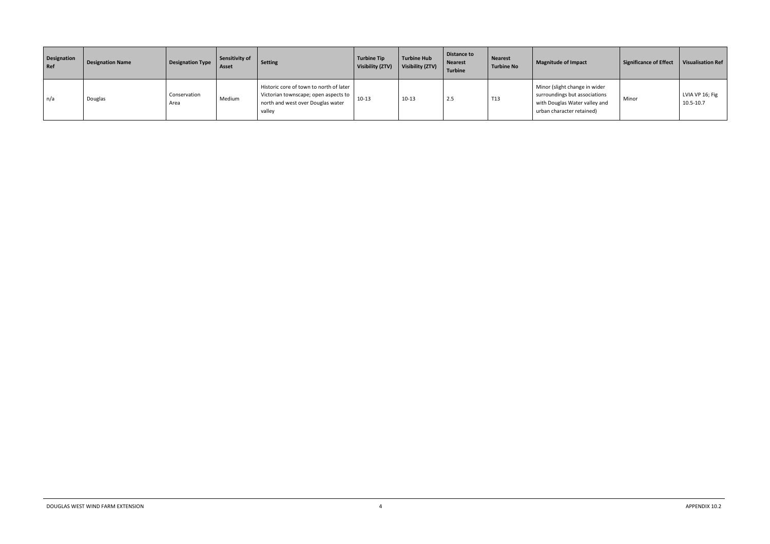| Designation Ref | Designation Name | Designation Type | Sensitivity of Asset | Setting | Turbine Tip Visibility (ZTV) | Turbine Hub Visibility (ZTV) | Distance to Nearest Turbine | Nearest Turbine No | Magnitude of Impact | Significance of Effect | Visualisation Ref |
|---|---|---|---|---|---|---|---|---|---|---|---|
| n/a | Douglas | Conservation Area | Medium | Historic core of town to north of later Victorian townscape; open aspects to north and west over Douglas water valley | 10-13 | 10-13 | 2.5 | T13 | Minor (slight change in wider surroundings but associations with Douglas Water valley and urban character retained) | Minor | LVIA VP 16; Fig 10.5-10.7 |